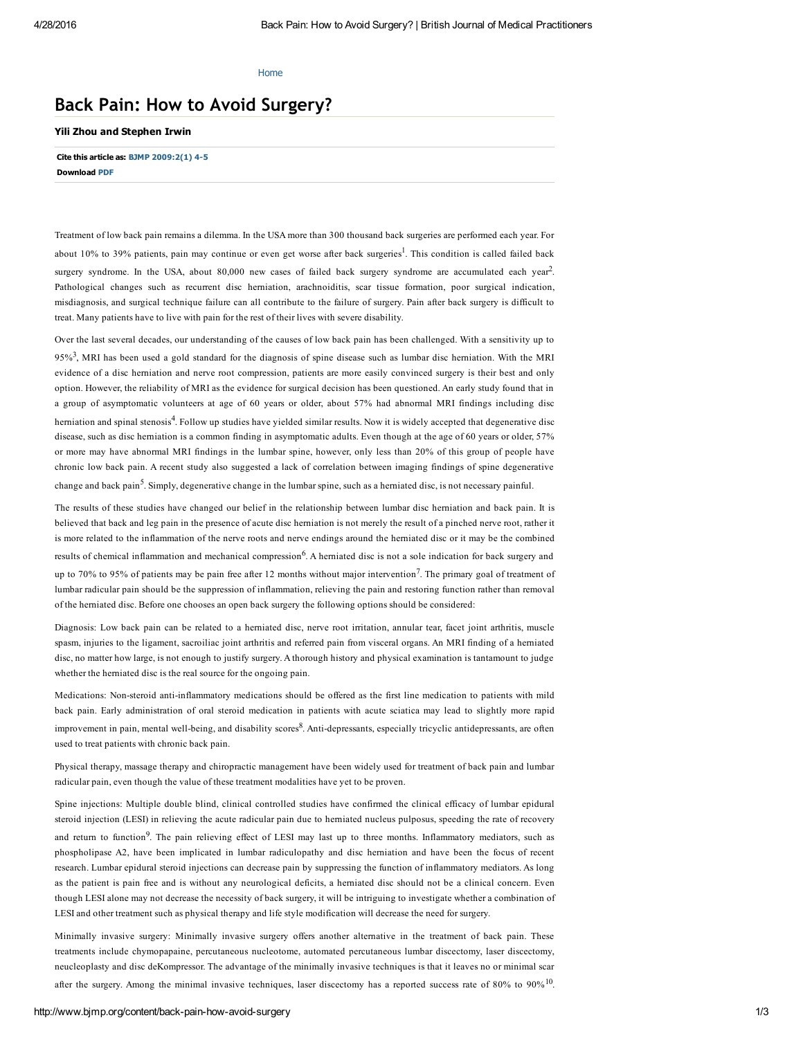Home

# Back Pain: How to Avoid Surgery?

**Yili Zhou and Stephen Irwin**

**Cite this article as:** BJMP 2009:2(1) 4-5
**Download** PDF

Treatment of low back pain remains a dilemma. In the USA more than 300 thousand back surgeries are performed each year. For about 10% to 39% patients, pain may continue or even get worse after back surgeries[1]. This condition is called failed back surgery syndrome. In the USA, about 80,000 new cases of failed back surgery syndrome are accumulated each year[2]. Pathological changes such as recurrent disc herniation, arachnoiditis, scar tissue formation, poor surgical indication, misdiagnosis, and surgical technique failure can all contribute to the failure of surgery. Pain after back surgery is difficult to treat. Many patients have to live with pain for the rest of their lives with severe disability.

Over the last several decades, our understanding of the causes of low back pain has been challenged. With a sensitivity up to 95%[3], MRI has been used a gold standard for the diagnosis of spine disease such as lumbar disc herniation. With the MRI evidence of a disc herniation and nerve root compression, patients are more easily convinced surgery is their best and only option. However, the reliability of MRI as the evidence for surgical decision has been questioned. An early study found that in a group of asymptomatic volunteers at age of 60 years or older, about 57% had abnormal MRI findings including disc herniation and spinal stenosis[4]. Follow up studies have yielded similar results. Now it is widely accepted that degenerative disc disease, such as disc herniation is a common finding in asymptomatic adults. Even though at the age of 60 years or older, 57% or more may have abnormal MRI findings in the lumbar spine, however, only less than 20% of this group of people have chronic low back pain. A recent study also suggested a lack of correlation between imaging findings of spine degenerative change and back pain[5]. Simply, degenerative change in the lumbar spine, such as a herniated disc, is not necessary painful.

The results of these studies have changed our belief in the relationship between lumbar disc herniation and back pain. It is believed that back and leg pain in the presence of acute disc herniation is not merely the result of a pinched nerve root, rather it is more related to the inflammation of the nerve roots and nerve endings around the herniated disc or it may be the combined results of chemical inflammation and mechanical compression[6]. A herniated disc is not a sole indication for back surgery and up to 70% to 95% of patients may be pain free after 12 months without major intervention[7]. The primary goal of treatment of lumbar radicular pain should be the suppression of inflammation, relieving the pain and restoring function rather than removal of the herniated disc. Before one chooses an open back surgery the following options should be considered:

Diagnosis: Low back pain can be related to a herniated disc, nerve root irritation, annular tear, facet joint arthritis, muscle spasm, injuries to the ligament, sacroiliac joint arthritis and referred pain from visceral organs. An MRI finding of a herniated disc, no matter how large, is not enough to justify surgery. A thorough history and physical examination is tantamount to judge whether the herniated disc is the real source for the ongoing pain.

Medications: Non-steroid anti-inflammatory medications should be offered as the first line medication to patients with mild back pain. Early administration of oral steroid medication in patients with acute sciatica may lead to slightly more rapid improvement in pain, mental well-being, and disability scores[8]. Anti-depressants, especially tricyclic antidepressants, are often used to treat patients with chronic back pain.

Physical therapy, massage therapy and chiropractic management have been widely used for treatment of back pain and lumbar radicular pain, even though the value of these treatment modalities have yet to be proven.

Spine injections: Multiple double blind, clinical controlled studies have confirmed the clinical efficacy of lumbar epidural steroid injection (LESI) in relieving the acute radicular pain due to herniated nucleus pulposus, speeding the rate of recovery and return to function[9]. The pain relieving effect of LESI may last up to three months. Inflammatory mediators, such as phospholipase A2, have been implicated in lumbar radiculopathy and disc herniation and have been the focus of recent research. Lumbar epidural steroid injections can decrease pain by suppressing the function of inflammatory mediators. As long as the patient is pain free and is without any neurological deficits, a herniated disc should not be a clinical concern. Even though LESI alone may not decrease the necessity of back surgery, it will be intriguing to investigate whether a combination of LESI and other treatment such as physical therapy and life style modification will decrease the need for surgery.

Minimally invasive surgery: Minimally invasive surgery offers another alternative in the treatment of back pain. These treatments include chymopapaine, percutaneous nucleotome, automated percutaneous lumbar discectomy, laser discectomy, neucleoplasty and disc deKompressor. The advantage of the minimally invasive techniques is that it leaves no or minimal scar after the surgery. Among the minimal invasive techniques, laser discectomy has a reported success rate of 80% to 90%[10].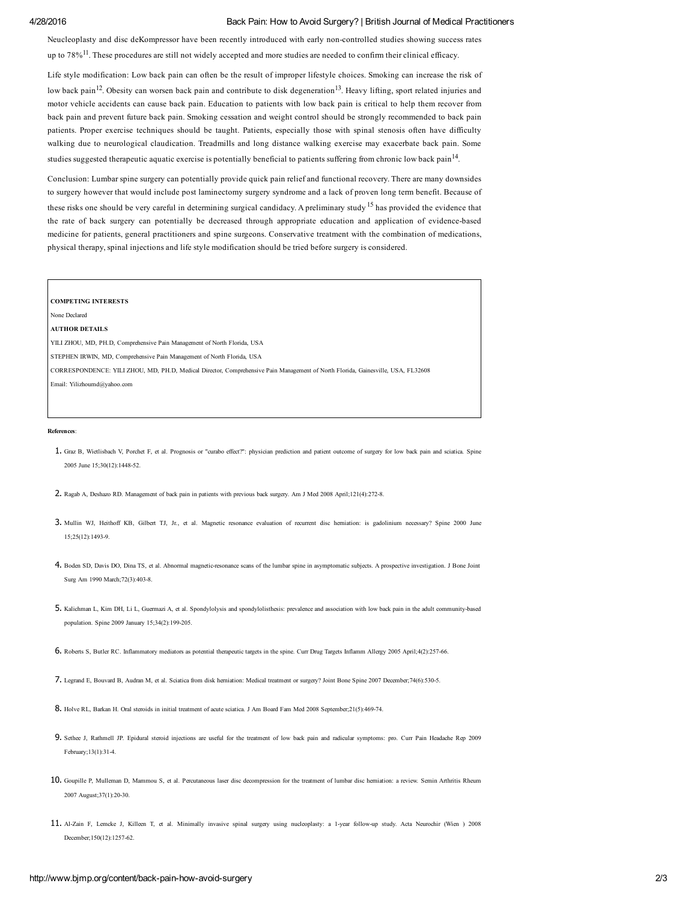Neucleoplasty and disc deKompressor have been recently introduced with early non-controlled studies showing success rates up to 78%[11]. These procedures are still not widely accepted and more studies are needed to confirm their clinical efficacy.

Life style modification: Low back pain can often be the result of improper lifestyle choices. Smoking can increase the risk of low back pain[12]. Obesity can worsen back pain and contribute to disk degeneration[13]. Heavy lifting, sport related injuries and motor vehicle accidents can cause back pain. Education to patients with low back pain is critical to help them recover from back pain and prevent future back pain. Smoking cessation and weight control should be strongly recommended to back pain patients. Proper exercise techniques should be taught. Patients, especially those with spinal stenosis often have difficulty walking due to neurological claudication. Treadmills and long distance walking exercise may exacerbate back pain. Some studies suggested therapeutic aquatic exercise is potentially beneficial to patients suffering from chronic low back pain[14].

Conclusion: Lumbar spine surgery can potentially provide quick pain relief and functional recovery. There are many downsides to surgery however that would include post laminectomy surgery syndrome and a lack of proven long term benefit. Because of these risks one should be very careful in determining surgical candidacy. A preliminary study [15] has provided the evidence that the rate of back surgery can potentially be decreased through appropriate education and application of evidence-based medicine for patients, general practitioners and spine surgeons. Conservative treatment with the combination of medications, physical therapy, spinal injections and life style modification should be tried before surgery is considered.

**COMPETING INTERESTS**

None Declared

**AUTHOR DETAILS**

YILI ZHOU, MD, PH.D, Comprehensive Pain Management of North Florida, USA

STEPHEN IRWIN, MD, Comprehensive Pain Management of North Florida, USA

CORRESPONDENCE: YILI ZHOU, MD, PH.D, Medical Director, Comprehensive Pain Management of North Florida, Gainesville, USA, FL32608

Email: Yilizhoumd@yahoo.com

**References**:

1. Graz B, Wietlisbach V, Porchet F, et al. Prognosis or "curabo effect?": physician prediction and patient outcome of surgery for low back pain and sciatica. Spine 2005 June 15;30(12):1448-52.
2. Ragab A, Deshazo RD. Management of back pain in patients with previous back surgery. Am J Med 2008 April;121(4):272-8.
3. Mullin WJ, Heithoff KB, Gilbert TJ, Jr., et al. Magnetic resonance evaluation of recurrent disc herniation: is gadolinium necessary? Spine 2000 June 15;25(12):1493-9.
4. Boden SD, Davis DO, Dina TS, et al. Abnormal magnetic-resonance scans of the lumbar spine in asymptomatic subjects. A prospective investigation. J Bone Joint Surg Am 1990 March;72(3):403-8.
5. Kalichman L, Kim DH, Li L, Guermazi A, et al. Spondylolysis and spondylolisthesis: prevalence and association with low back pain in the adult community-based population. Spine 2009 January 15;34(2):199-205.
6. Roberts S, Butler RC. Inflammatory mediators as potential therapeutic targets in the spine. Curr Drug Targets Inflamm Allergy 2005 April;4(2):257-66.
7. Legrand E, Bouvard B, Audran M, et al. Sciatica from disk herniation: Medical treatment or surgery? Joint Bone Spine 2007 December;74(6):530-5.
8. Holve RL, Barkan H. Oral steroids in initial treatment of acute sciatica. J Am Board Fam Med 2008 September;21(5):469-74.
9. Sethee J, Rathmell JP. Epidural steroid injections are useful for the treatment of low back pain and radicular symptoms: pro. Curr Pain Headache Rep 2009 February;13(1):31-4.
10. Goupille P, Mulleman D, Mammou S, et al. Percutaneous laser disc decompression for the treatment of lumbar disc herniation: a review. Semin Arthritis Rheum 2007 August;37(1):20-30.
11. Al-Zain F, Lemcke J, Killeen T, et al. Minimally invasive spinal surgery using nucleoplasty: a 1-year follow-up study. Acta Neurochir (Wien ) 2008 December;150(12):1257-62.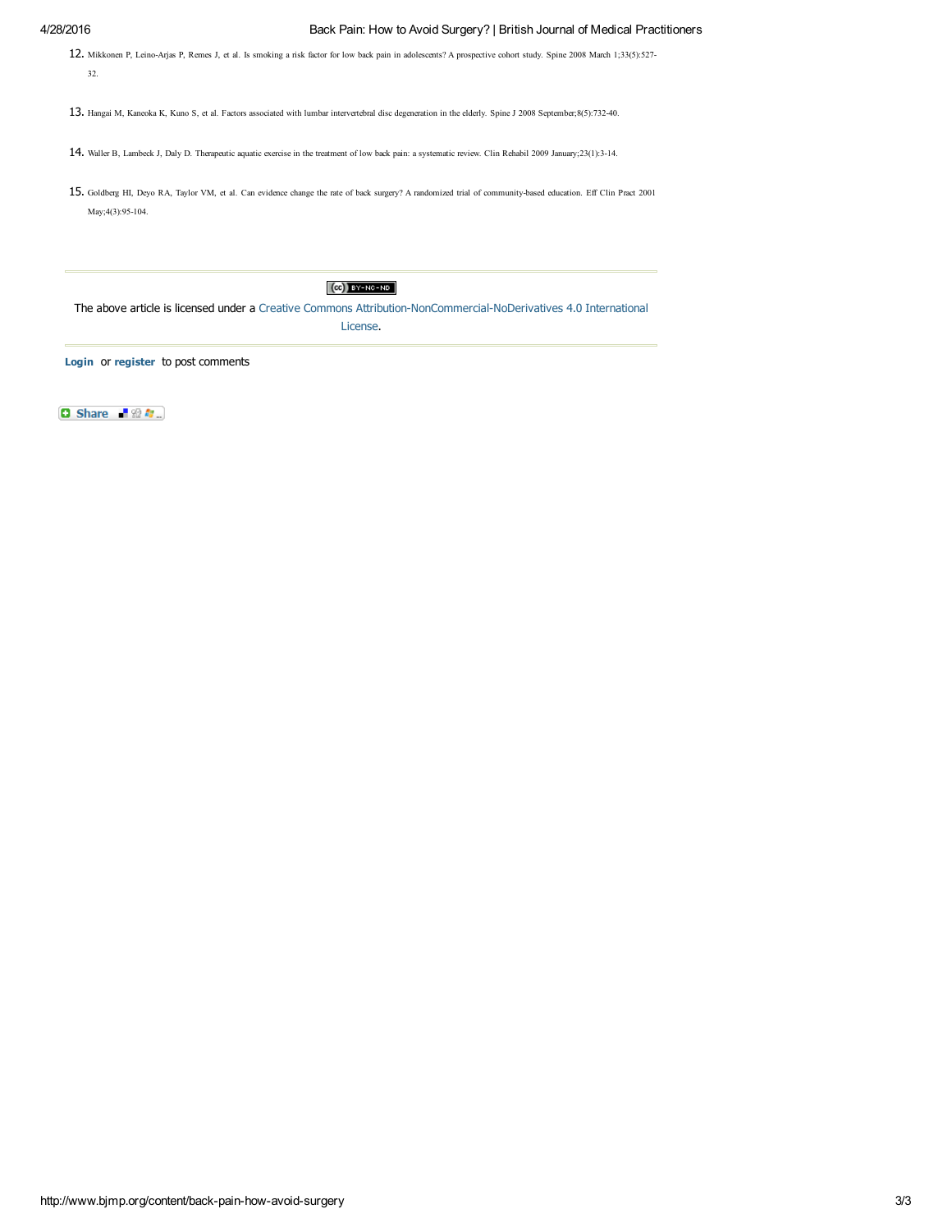12. Mikkonen P, Leino-Arjas P, Remes J, et al. Is smoking a risk factor for low back pain in adolescents? A prospective cohort study. Spine 2008 March 1;33(5):527-32.

13. Hangai M, Kaneoka K, Kuno S, et al. Factors associated with lumbar intervertebral disc degeneration in the elderly. Spine J 2008 September;8(5):732-40.

14. Waller B, Lambeck J, Daly D. Therapeutic aquatic exercise in the treatment of low back pain: a systematic review. Clin Rehabil 2009 January;23(1):3-14.

15. Goldberg HI, Deyo RA, Taylor VM, et al. Can evidence change the rate of back surgery? A randomized trial of community-based education. Eff Clin Pract 2001 May;4(3):95-104.

---

The above article is licensed under a Creative Commons Attribution-NonCommercial-NoDerivatives 4.0 International License.

---

**Login** or **register** to post comments